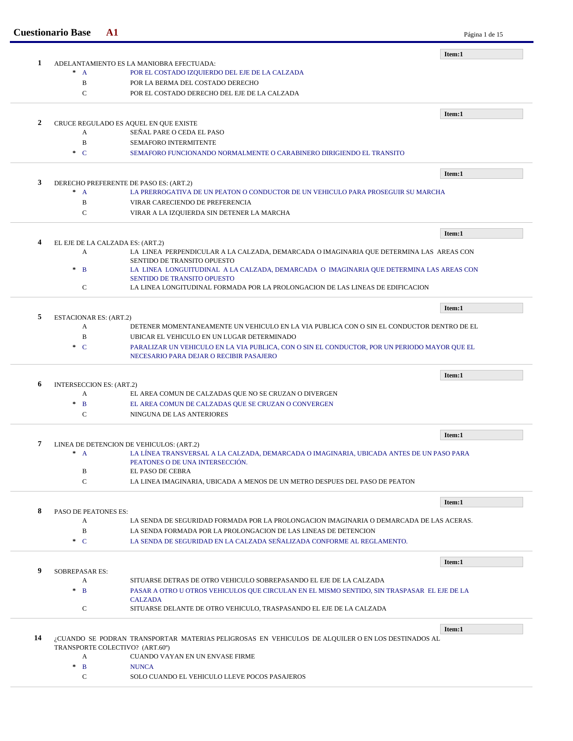# Cuestionario Base A1

**Item:1**

**1** ADELANTAMIENTO ES LA MANIOBRA EFECTUADA:

- \* A — POR EL COSTADO IZQUIERDO DEL EJE DE LA CALZADA
- B — POR LA BERMA DEL COSTADO DERECHO
- C — POR EL COSTADO DERECHO DEL EJE DE LA CALZADA

---

**Item:1**

**2** CRUCE REGULADO ES AQUEL EN QUE EXISTE

- A — SEÑAL PARE O CEDA EL PASO
- B — SEMAFORO INTERMITENTE
- \* C — SEMAFORO FUNCIONANDO NORMALMENTE O CARABINERO DIRIGIENDO EL TRANSITO

---

**Item:1**

**3** DERECHO PREFERENTE DE PASO ES: (ART.2)

- \* A — LA PRERROGATIVA DE UN PEATON O CONDUCTOR DE UN VEHICULO PARA PROSEGUIR SU MARCHA
- B — VIRAR CARECIENDO DE PREFERENCIA
- C — VIRAR A LA IZQUIERDA SIN DETENER LA MARCHA

---

**Item:1**

**4** EL EJE DE LA CALZADA ES: (ART.2)

- A — LA LINEA PERPENDICULAR A LA CALZADA, DEMARCADA O IMAGINARIA QUE DETERMINA LAS AREAS CON SENTIDO DE TRANSITO OPUESTO
- \* B — LA LINEA LONGITUDINAL A LA CALZADA, DEMARCADA O IMAGINARIA QUE DETERMINA LAS AREAS CON SENTIDO DE TRANSITO OPUESTO
- C — LA LINEA LONGITUDINAL FORMADA POR LA PROLONGACION DE LAS LINEAS DE EDIFICACION

---

**Item:1**

**5** ESTACIONAR ES: (ART.2)

- A — DETENER MOMENTANEAMENTE UN VEHICULO EN LA VIA PUBLICA CON O SIN EL CONDUCTOR DENTRO DE EL
- B — UBICAR EL VEHICULO EN UN LUGAR DETERMINADO
- \* C — PARALIZAR UN VEHICULO EN LA VIA PUBLICA, CON O SIN EL CONDUCTOR, POR UN PERIODO MAYOR QUE EL NECESARIO PARA DEJAR O RECIBIR PASAJERO

---

**Item:1**

**6** INTERSECCION ES: (ART.2)

- A — EL AREA COMUN DE CALZADAS QUE NO SE CRUZAN O DIVERGEN
- \* B — EL AREA COMUN DE CALZADAS QUE SE CRUZAN O CONVERGEN
- C — NINGUNA DE LAS ANTERIORES

---

**Item:1**

**7** LINEA DE DETENCION DE VEHICULOS: (ART.2)

- \* A — LA LÍNEA TRANSVERSAL A LA CALZADA, DEMARCADA O IMAGINARIA, UBICADA ANTES DE UN PASO PARA PEATONES O DE UNA INTERSECCIÓN.
- B — EL PASO DE CEBRA
- C — LA LINEA IMAGINARIA, UBICADA A MENOS DE UN METRO DESPUES DEL PASO DE PEATON

---

**Item:1**

**8** PASO DE PEATONES ES:

- A — LA SENDA DE SEGURIDAD FORMADA POR LA PROLONGACION IMAGINARIA O DEMARCADA DE LAS ACERAS.
- B — LA SENDA FORMADA POR LA PROLONGACION DE LAS LINEAS DE DETENCION
- \* C — LA SENDA DE SEGURIDAD EN LA CALZADA SEÑALIZADA CONFORME AL REGLAMENTO.

---

**Item:1**

**9** SOBREPASAR ES:

- A — SITUARSE DETRAS DE OTRO VEHICULO SOBREPASANDO EL EJE DE LA CALZADA
- \* B — PASAR A OTRO U OTROS VEHICULOS QUE CIRCULAN EN EL MISMO SENTIDO, SIN TRASPASAR EL EJE DE LA CALZADA
- C — SITUARSE DELANTE DE OTRO VEHICULO, TRASPASANDO EL EJE DE LA CALZADA

---

**Item:1**

**14** ¿CUANDO SE PODRAN TRANSPORTAR MATERIAS PELIGROSAS EN VEHICULOS DE ALQUILER O EN LOS DESTINADOS AL TRANSPORTE COLECTIVO? (ART.60º)

- A — CUANDO VAYAN EN UN ENVASE FIRME
- \* B — NUNCA
- C — SOLO CUANDO EL VEHICULO LLEVE POCOS PASAJEROS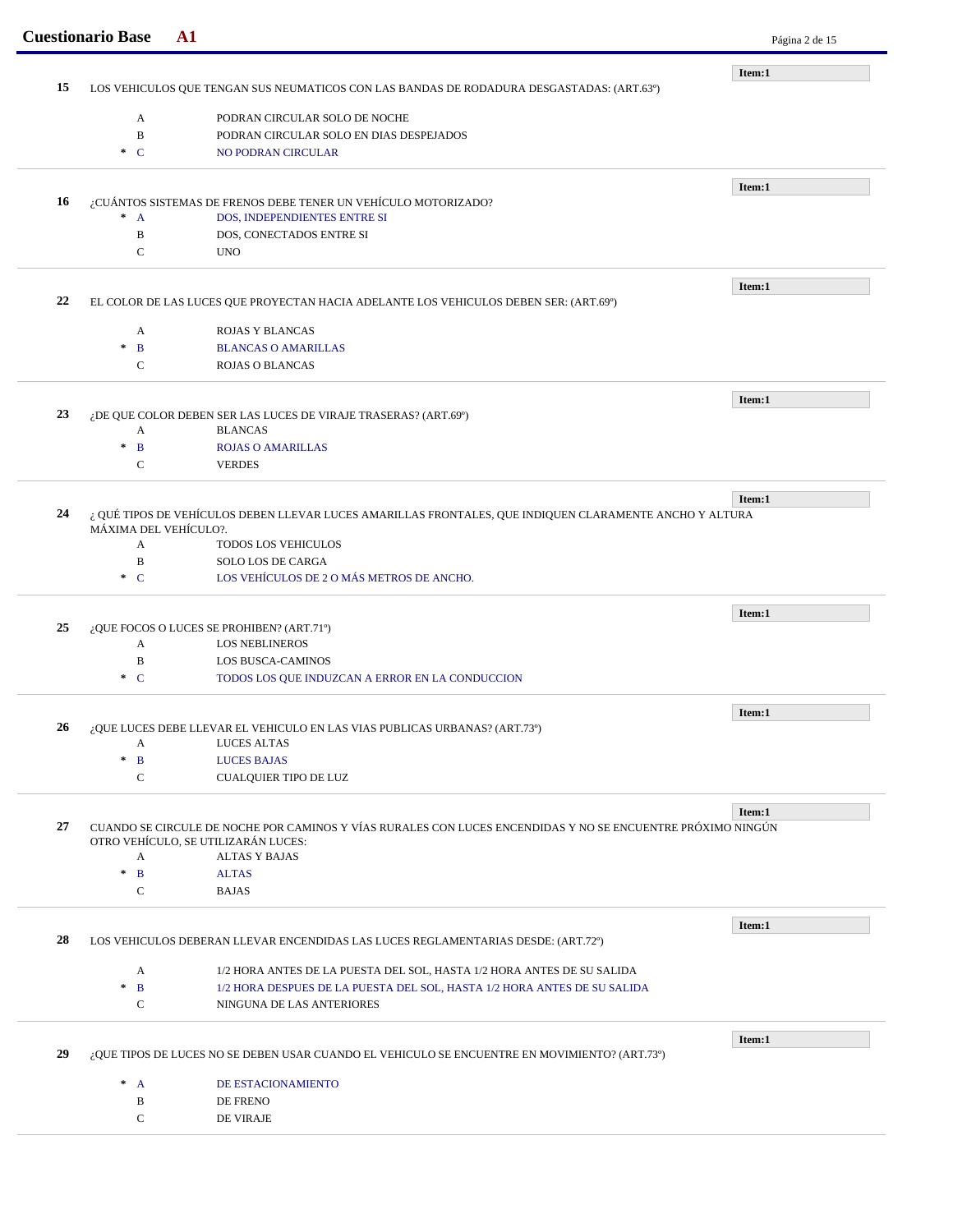Item:1

**15** LOS VEHICULOS QUE TENGAN SUS NEUMATICOS CON LAS BANDAS DE RODADURA DESGASTADAS: (ART.63º)

- A PODRAN CIRCULAR SOLO DE NOCHE
- B PODRAN CIRCULAR SOLO EN DIAS DESPEJADOS
- * C NO PODRAN CIRCULAR

---

Item:1

**16** ¿CUÁNTOS SISTEMAS DE FRENOS DEBE TENER UN VEHÍCULO MOTORIZADO?

- * A DOS, INDEPENDIENTES ENTRE SI
- B DOS, CONECTADOS ENTRE SI
- C UNO

---

Item:1

**22** EL COLOR DE LAS LUCES QUE PROYECTAN HACIA ADELANTE LOS VEHICULOS DEBEN SER: (ART.69º)

- A ROJAS Y BLANCAS
- * B BLANCAS O AMARILLAS
- C ROJAS O BLANCAS

---

Item:1

**23** ¿DE QUE COLOR DEBEN SER LAS LUCES DE VIRAJE TRASERAS? (ART.69º)

- A BLANCAS
- * B ROJAS O AMARILLAS
- C VERDES

---

Item:1

**24** ¿ QUÉ TIPOS DE VEHÍCULOS DEBEN LLEVAR LUCES AMARILLAS FRONTALES, QUE INDIQUEN CLARAMENTE ANCHO Y ALTURA MÁXIMA DEL VEHÍCULO?.

- A TODOS LOS VEHICULOS
- B SOLO LOS DE CARGA
- * C LOS VEHÍCULOS DE 2 O MÁS METROS DE ANCHO.

---

Item:1

**25** ¿QUE FOCOS O LUCES SE PROHIBEN? (ART.71º)

- A LOS NEBLINEROS
- B LOS BUSCA-CAMINOS
- * C TODOS LOS QUE INDUZCAN A ERROR EN LA CONDUCCION

---

Item:1

**26** ¿QUE LUCES DEBE LLEVAR EL VEHICULO EN LAS VIAS PUBLICAS URBANAS? (ART.73º)

- A LUCES ALTAS
- * B LUCES BAJAS
- C CUALQUIER TIPO DE LUZ

---

Item:1

**27** CUANDO SE CIRCULE DE NOCHE POR CAMINOS Y VÍAS RURALES CON LUCES ENCENDIDAS Y NO SE ENCUENTRE PRÓXIMO NINGÚN OTRO VEHÍCULO, SE UTILIZARÁN LUCES:

- A ALTAS Y BAJAS
- * B ALTAS
- C BAJAS

---

Item:1

**28** LOS VEHICULOS DEBERAN LLEVAR ENCENDIDAS LAS LUCES REGLAMENTARIAS DESDE: (ART.72º)

- A 1/2 HORA ANTES DE LA PUESTA DEL SOL, HASTA 1/2 HORA ANTES DE SU SALIDA
- * B 1/2 HORA DESPUES DE LA PUESTA DEL SOL, HASTA 1/2 HORA ANTES DE SU SALIDA
- C NINGUNA DE LAS ANTERIORES

---

Item:1

**29** ¿QUE TIPOS DE LUCES NO SE DEBEN USAR CUANDO EL VEHICULO SE ENCUENTRE EN MOVIMIENTO? (ART.73º)

- * A DE ESTACIONAMIENTO
- B DE FRENO
- C DE VIRAJE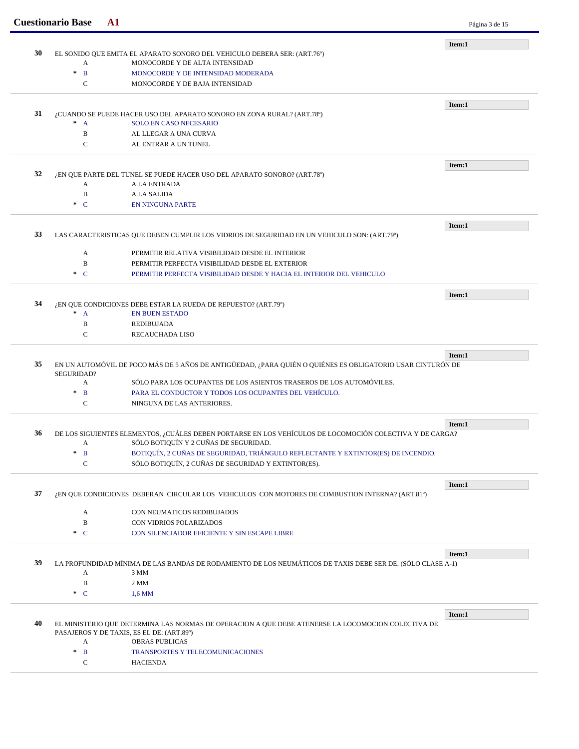Item:1

**30** EL SONIDO QUE EMITA EL APARATO SONORO DEL VEHICULO DEBERA SER: (ART.76º)

- A MONOCORDE Y DE ALTA INTENSIDAD
- * B MONOCORDE Y DE INTENSIDAD MODERADA
- C MONOCORDE Y DE BAJA INTENSIDAD

---

Item:1

**31** ¿CUANDO SE PUEDE HACER USO DEL APARATO SONORO EN ZONA RURAL? (ART.78º)

- * A SOLO EN CASO NECESARIO
- B AL LLEGAR A UNA CURVA
- C AL ENTRAR A UN TUNEL

---

Item:1

**32** ¿EN QUE PARTE DEL TUNEL SE PUEDE HACER USO DEL APARATO SONORO? (ART.78º)

- A A LA ENTRADA
- B A LA SALIDA
- * C EN NINGUNA PARTE

---

Item:1

**33** LAS CARACTERISTICAS QUE DEBEN CUMPLIR LOS VIDRIOS DE SEGURIDAD EN UN VEHICULO SON: (ART.79º)

- A PERMITIR RELATIVA VISIBILIDAD DESDE EL INTERIOR
- B PERMITIR PERFECTA VISIBILIDAD DESDE EL EXTERIOR
- * C PERMITIR PERFECTA VISIBILIDAD DESDE Y HACIA EL INTERIOR DEL VEHICULO

---

Item:1

**34** ¿EN QUE CONDICIONES DEBE ESTAR LA RUEDA DE REPUESTO? (ART.79º)

- * A EN BUEN ESTADO
- B REDIBUJADA
- C RECAUCHADA LISO

---

Item:1

**35** EN UN AUTOMÓVIL DE POCO MÁS DE 5 AÑOS DE ANTIGÜEDAD, ¿PARA QUIÉN O QUIÉNES ES OBLIGATORIO USAR CINTURÓN DE SEGURIDAD?

- A SÓLO PARA LOS OCUPANTES DE LOS ASIENTOS TRASEROS DE LOS AUTOMÓVILES.
- * B PARA EL CONDUCTOR Y TODOS LOS OCUPANTES DEL VEHÍCULO.
- C NINGUNA DE LAS ANTERIORES.

---

Item:1

**36** DE LOS SIGUIENTES ELEMENTOS, ¿CUÁLES DEBEN PORTARSE EN LOS VEHÍCULOS DE LOCOMOCIÓN COLECTIVA Y DE CARGA?

- A SÓLO BOTIQUÍN Y 2 CUÑAS DE SEGURIDAD.
- * B BOTIQUÍN, 2 CUÑAS DE SEGURIDAD, TRIÁNGULO REFLECTANTE Y EXTINTOR(ES) DE INCENDIO.
- C SÓLO BOTIQUÍN, 2 CUÑAS DE SEGURIDAD Y EXTINTOR(ES).

---

Item:1

**37** ¿EN QUE CONDICIONES DEBERAN CIRCULAR LOS VEHICULOS CON MOTORES DE COMBUSTION INTERNA? (ART.81º)

- A CON NEUMATICOS REDIBUJADOS
- B CON VIDRIOS POLARIZADOS
- * C CON SILENCIADOR EFICIENTE Y SIN ESCAPE LIBRE

---

Item:1

**39** LA PROFUNDIDAD MÍNIMA DE LAS BANDAS DE RODAMIENTO DE LOS NEUMÁTICOS DE TAXIS DEBE SER DE: (SÓLO CLASE A-1)

- A 3 MM
- B 2 MM
- * C 1,6 MM

---

Item:1

**40** EL MINISTERIO QUE DETERMINA LAS NORMAS DE OPERACION A QUE DEBE ATENERSE LA LOCOMOCION COLECTIVA DE PASAJEROS Y DE TAXIS, ES EL DE: (ART.89º)

- A OBRAS PUBLICAS
- * B TRANSPORTES Y TELECOMUNICACIONES
- C HACIENDA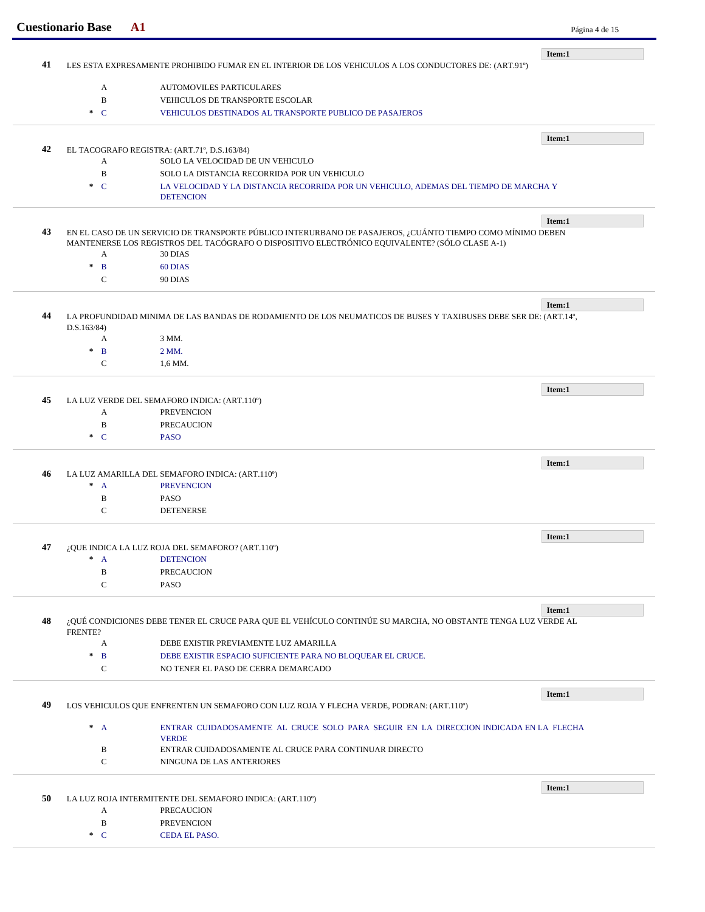**41** LES ESTA EXPRESAMENTE PROHIBIDO FUMAR EN EL INTERIOR DE LOS VEHICULOS A LOS CONDUCTORES DE: (ART.91º)

**Item:1**

- A AUTOMOVILES PARTICULARES
- B VEHICULOS DE TRANSPORTE ESCOLAR
- * C VEHICULOS DESTINADOS AL TRANSPORTE PUBLICO DE PASAJEROS

---

**42** EL TACOGRAFO REGISTRA: (ART.71º, D.S.163/84)

**Item:1**

- A SOLO LA VELOCIDAD DE UN VEHICULO
- B SOLO LA DISTANCIA RECORRIDA POR UN VEHICULO
- * C LA VELOCIDAD Y LA DISTANCIA RECORRIDA POR UN VEHICULO, ADEMAS DEL TIEMPO DE MARCHA Y DETENCION

---

**43** EN EL CASO DE UN SERVICIO DE TRANSPORTE PÚBLICO INTERURBANO DE PASAJEROS, ¿CUÁNTO TIEMPO COMO MÍNIMO DEBEN MANTENERSE LOS REGISTROS DEL TACÓGRAFO O DISPOSITIVO ELECTRÓNICO EQUIVALENTE? (SÓLO CLASE A-1)

**Item:1**

- A 30 DIAS
- * B 60 DIAS
- C 90 DIAS

---

**44** LA PROFUNDIDAD MINIMA DE LAS BANDAS DE RODAMIENTO DE LOS NEUMATICOS DE BUSES Y TAXIBUSES DEBE SER DE: (ART.14º, D.S.163/84)

**Item:1**

- A 3 MM.
- * B 2 MM.
- C 1,6 MM.

---

**45** LA LUZ VERDE DEL SEMAFORO INDICA: (ART.110º)

**Item:1**

- A PREVENCION
- B PRECAUCION
- * C PASO

---

**46** LA LUZ AMARILLA DEL SEMAFORO INDICA: (ART.110º)

**Item:1**

- * A PREVENCION
- B PASO
- C DETENERSE

---

**47** ¿QUE INDICA LA LUZ ROJA DEL SEMAFORO? (ART.110º)

**Item:1**

- * A DETENCION
- B PRECAUCION
- C PASO

---

**48** ¿QUÉ CONDICIONES DEBE TENER EL CRUCE PARA QUE EL VEHÍCULO CONTINÚE SU MARCHA, NO OBSTANTE TENGA LUZ VERDE AL FRENTE?

**Item:1**

- A DEBE EXISTIR PREVIAMENTE LUZ AMARILLA
- * B DEBE EXISTIR ESPACIO SUFICIENTE PARA NO BLOQUEAR EL CRUCE.
- C NO TENER EL PASO DE CEBRA DEMARCADO

---

**49** LOS VEHICULOS QUE ENFRENTEN UN SEMAFORO CON LUZ ROJA Y FLECHA VERDE, PODRAN: (ART.110º)

**Item:1**

- * A ENTRAR CUIDADOSAMENTE AL CRUCE SOLO PARA SEGUIR EN LA DIRECCION INDICADA EN LA FLECHA VERDE
- B ENTRAR CUIDADOSAMENTE AL CRUCE PARA CONTINUAR DIRECTO
- C NINGUNA DE LAS ANTERIORES

---

**50** LA LUZ ROJA INTERMITENTE DEL SEMAFORO INDICA: (ART.110º)

**Item:1**

- A PRECAUCION
- B PREVENCION
- * C CEDA EL PASO.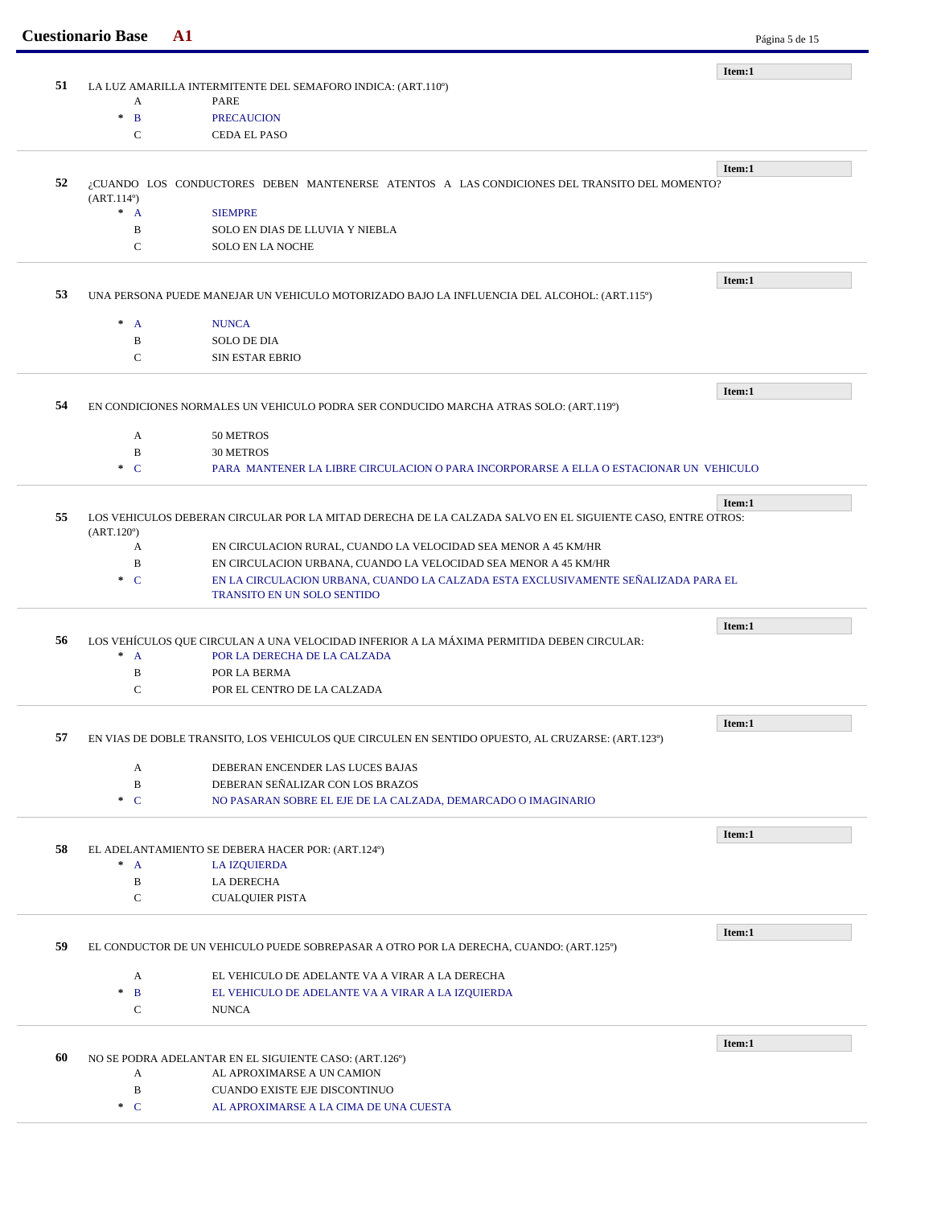**Item:1**

**51** LA LUZ AMARILLA INTERMITENTE DEL SEMAFORO INDICA: (ART.110º)

- A PARE
- * B PRECAUCION
- C CEDA EL PASO

---

**Item:1**

**52** ¿CUANDO LOS CONDUCTORES DEBEN MANTENERSE ATENTOS A LAS CONDICIONES DEL TRANSITO DEL MOMENTO? (ART.114º)

- * A SIEMPRE
- B SOLO EN DIAS DE LLUVIA Y NIEBLA
- C SOLO EN LA NOCHE

---

**Item:1**

**53** UNA PERSONA PUEDE MANEJAR UN VEHICULO MOTORIZADO BAJO LA INFLUENCIA DEL ALCOHOL: (ART.115º)

- * A NUNCA
- B SOLO DE DIA
- C SIN ESTAR EBRIO

---

**Item:1**

**54** EN CONDICIONES NORMALES UN VEHICULO PODRA SER CONDUCIDO MARCHA ATRAS SOLO: (ART.119º)

- A 50 METROS
- B 30 METROS
- * C PARA MANTENER LA LIBRE CIRCULACION O PARA INCORPORARSE A ELLA O ESTACIONAR UN VEHICULO

---

**Item:1**

**55** LOS VEHICULOS DEBERAN CIRCULAR POR LA MITAD DERECHA DE LA CALZADA SALVO EN EL SIGUIENTE CASO, ENTRE OTROS: (ART.120º)

- A EN CIRCULACION RURAL, CUANDO LA VELOCIDAD SEA MENOR A 45 KM/HR
- B EN CIRCULACION URBANA, CUANDO LA VELOCIDAD SEA MENOR A 45 KM/HR
- * C EN LA CIRCULACION URBANA, CUANDO LA CALZADA ESTA EXCLUSIVAMENTE SEÑALIZADA PARA EL TRANSITO EN UN SOLO SENTIDO

---

**Item:1**

**56** LOS VEHÍCULOS QUE CIRCULAN A UNA VELOCIDAD INFERIOR A LA MÁXIMA PERMITIDA DEBEN CIRCULAR:

- * A POR LA DERECHA DE LA CALZADA
- B POR LA BERMA
- C POR EL CENTRO DE LA CALZADA

---

**Item:1**

**57** EN VIAS DE DOBLE TRANSITO, LOS VEHICULOS QUE CIRCULEN EN SENTIDO OPUESTO, AL CRUZARSE: (ART.123º)

- A DEBERAN ENCENDER LAS LUCES BAJAS
- B DEBERAN SEÑALIZAR CON LOS BRAZOS
- * C NO PASARAN SOBRE EL EJE DE LA CALZADA, DEMARCADO O IMAGINARIO

---

**Item:1**

**58** EL ADELANTAMIENTO SE DEBERA HACER POR: (ART.124º)

- * A LA IZQUIERDA
- B LA DERECHA
- C CUALQUIER PISTA

---

**Item:1**

**59** EL CONDUCTOR DE UN VEHICULO PUEDE SOBREPASAR A OTRO POR LA DERECHA, CUANDO: (ART.125º)

- A EL VEHICULO DE ADELANTE VA A VIRAR A LA DERECHA
- * B EL VEHICULO DE ADELANTE VA A VIRAR A LA IZQUIERDA
- C NUNCA

---

**Item:1**

**60** NO SE PODRA ADELANTAR EN EL SIGUIENTE CASO: (ART.126º)

- A AL APROXIMARSE A UN CAMION
- B CUANDO EXISTE EJE DISCONTINUO
- * C AL APROXIMARSE A LA CIMA DE UNA CUESTA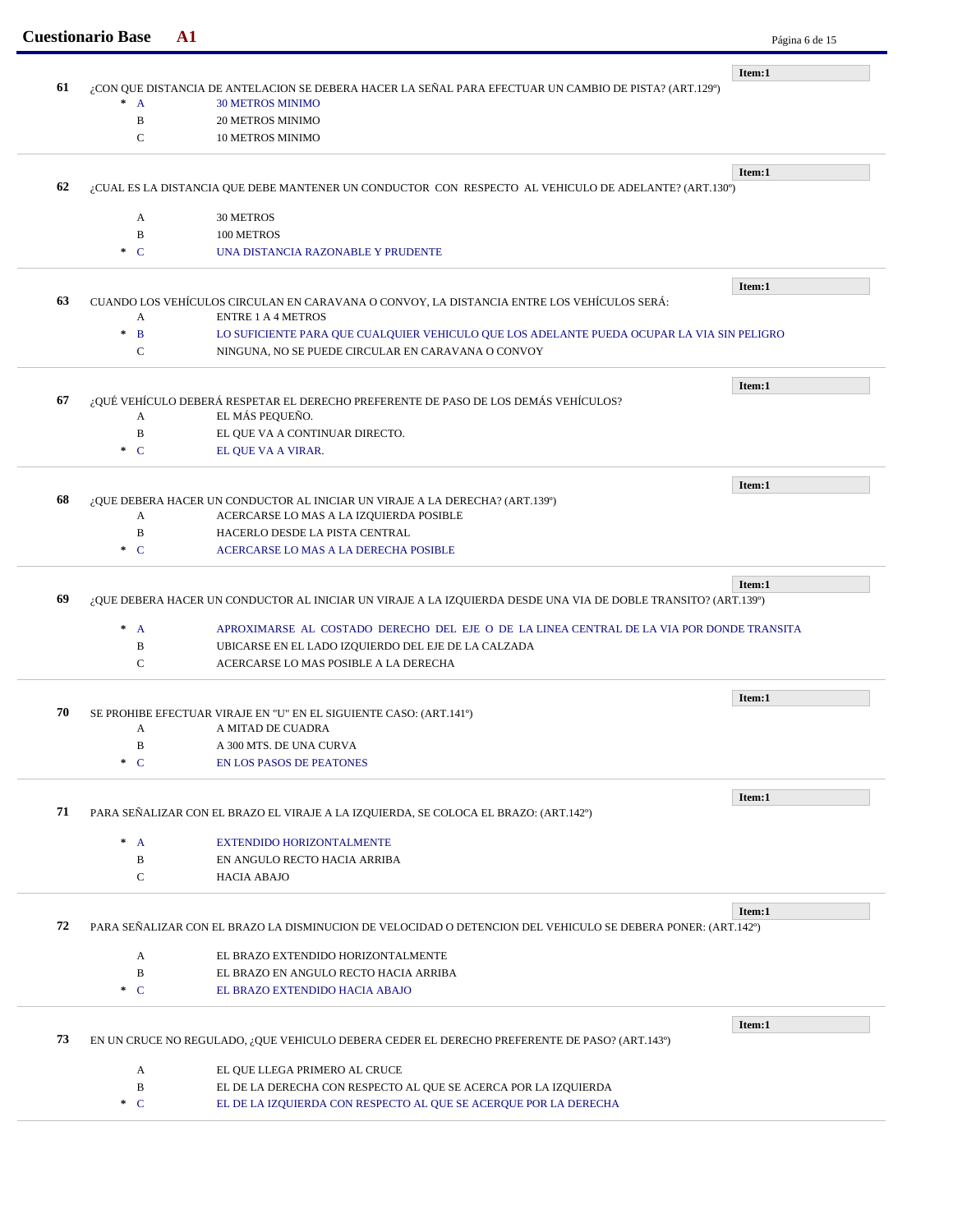**Item:1**

**61** ¿CON QUE DISTANCIA DE ANTELACION SE DEBERA HACER LA SEÑAL PARA EFECTUAR UN CAMBIO DE PISTA? (ART.129º)

- \* A 30 METROS MINIMO
- B 20 METROS MINIMO
- C 10 METROS MINIMO

---

**Item:1**

**62** ¿CUAL ES LA DISTANCIA QUE DEBE MANTENER UN CONDUCTOR CON RESPECTO AL VEHICULO DE ADELANTE? (ART.130º)

- A 30 METROS
- B 100 METROS
- \* C UNA DISTANCIA RAZONABLE Y PRUDENTE

---

**Item:1**

**63** CUANDO LOS VEHÍCULOS CIRCULAN EN CARAVANA O CONVOY, LA DISTANCIA ENTRE LOS VEHÍCULOS SERÁ:

- A ENTRE 1 A 4 METROS
- \* B LO SUFICIENTE PARA QUE CUALQUIER VEHICULO QUE LOS ADELANTE PUEDA OCUPAR LA VIA SIN PELIGRO
- C NINGUNA, NO SE PUEDE CIRCULAR EN CARAVANA O CONVOY

---

**Item:1**

**67** ¿QUÉ VEHÍCULO DEBERÁ RESPETAR EL DERECHO PREFERENTE DE PASO DE LOS DEMÁS VEHÍCULOS?

- A EL MÁS PEQUEÑO.
- B EL QUE VA A CONTINUAR DIRECTO.
- \* C EL QUE VA A VIRAR.

---

**Item:1**

**68** ¿QUE DEBERA HACER UN CONDUCTOR AL INICIAR UN VIRAJE A LA DERECHA? (ART.139º)

- A ACERCARSE LO MAS A LA IZQUIERDA POSIBLE
- B HACERLO DESDE LA PISTA CENTRAL
- \* C ACERCARSE LO MAS A LA DERECHA POSIBLE

---

**Item:1**

**69** ¿QUE DEBERA HACER UN CONDUCTOR AL INICIAR UN VIRAJE A LA IZQUIERDA DESDE UNA VIA DE DOBLE TRANSITO? (ART.139º)

- \* A APROXIMARSE AL COSTADO DERECHO DEL EJE O DE LA LINEA CENTRAL DE LA VIA POR DONDE TRANSITA
- B UBICARSE EN EL LADO IZQUIERDO DEL EJE DE LA CALZADA
- C ACERCARSE LO MAS POSIBLE A LA DERECHA

---

**Item:1**

**70** SE PROHIBE EFECTUAR VIRAJE EN "U" EN EL SIGUIENTE CASO: (ART.141º)

- A A MITAD DE CUADRA
- B A 300 MTS. DE UNA CURVA
- \* C EN LOS PASOS DE PEATONES

---

**Item:1**

**71** PARA SEÑALIZAR CON EL BRAZO EL VIRAJE A LA IZQUIERDA, SE COLOCA EL BRAZO: (ART.142º)

- \* A EXTENDIDO HORIZONTALMENTE
- B EN ANGULO RECTO HACIA ARRIBA
- C HACIA ABAJO

---

**Item:1**

**72** PARA SEÑALIZAR CON EL BRAZO LA DISMINUCION DE VELOCIDAD O DETENCION DEL VEHICULO SE DEBERA PONER: (ART.142º)

- A EL BRAZO EXTENDIDO HORIZONTALMENTE
- B EL BRAZO EN ANGULO RECTO HACIA ARRIBA
- \* C EL BRAZO EXTENDIDO HACIA ABAJO

---

**Item:1**

**73** EN UN CRUCE NO REGULADO, ¿QUE VEHICULO DEBERA CEDER EL DERECHO PREFERENTE DE PASO? (ART.143º)

- A EL QUE LLEGA PRIMERO AL CRUCE
- B EL DE LA DERECHA CON RESPECTO AL QUE SE ACERCA POR LA IZQUIERDA
- \* C EL DE LA IZQUIERDA CON RESPECTO AL QUE SE ACERQUE POR LA DERECHA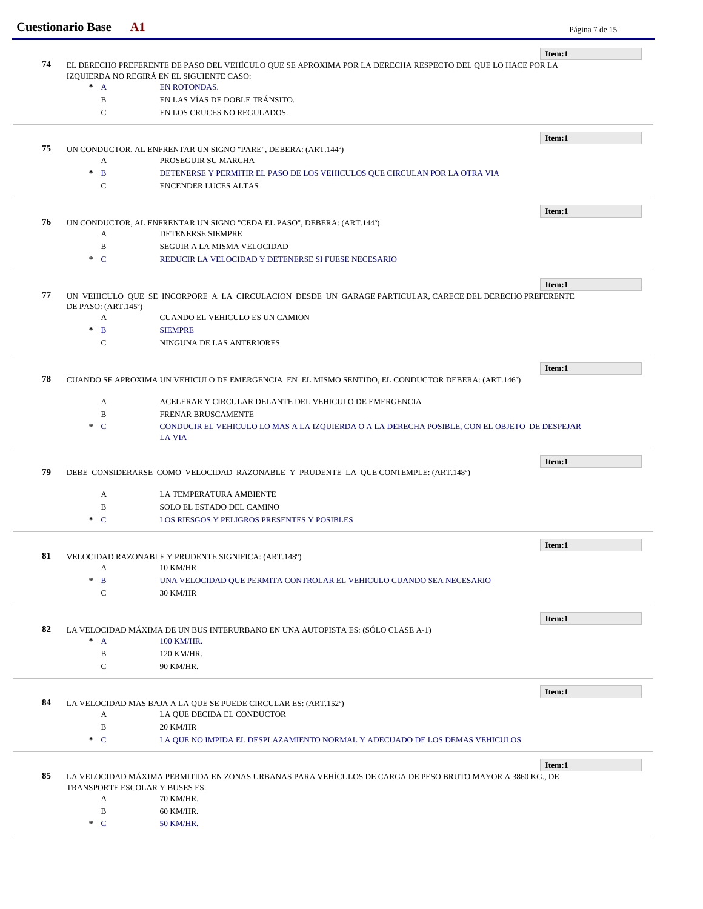**Item:1**

**74** EL DERECHO PREFERENTE DE PASO DEL VEHÍCULO QUE SE APROXIMA POR LA DERECHA RESPECTO DEL QUE LO HACE POR LA IZQUIERDA NO REGIRÁ EN EL SIGUIENTE CASO:

- * A — EN ROTONDAS.
- B — EN LAS VÍAS DE DOBLE TRÁNSITO.
- C — EN LOS CRUCES NO REGULADOS.

---

**Item:1**

**75** UN CONDUCTOR, AL ENFRENTAR UN SIGNO "PARE", DEBERA: (ART.144º)

- A — PROSEGUIR SU MARCHA
- * B — DETENERSE Y PERMITIR EL PASO DE LOS VEHICULOS QUE CIRCULAN POR LA OTRA VIA
- C — ENCENDER LUCES ALTAS

---

**Item:1**

**76** UN CONDUCTOR, AL ENFRENTAR UN SIGNO "CEDA EL PASO", DEBERA: (ART.144º)

- A — DETENERSE SIEMPRE
- B — SEGUIR A LA MISMA VELOCIDAD
- * C — REDUCIR LA VELOCIDAD Y DETENERSE SI FUESE NECESARIO

---

**Item:1**

**77** UN VEHICULO QUE SE INCORPORE A LA CIRCULACION DESDE UN GARAGE PARTICULAR, CARECE DEL DERECHO PREFERENTE DE PASO: (ART.145º)

- A — CUANDO EL VEHICULO ES UN CAMION
- * B — SIEMPRE
- C — NINGUNA DE LAS ANTERIORES

---

**Item:1**

**78** CUANDO SE APROXIMA UN VEHICULO DE EMERGENCIA EN EL MISMO SENTIDO, EL CONDUCTOR DEBERA: (ART.146º)

- A — ACELERAR Y CIRCULAR DELANTE DEL VEHICULO DE EMERGENCIA
- B — FRENAR BRUSCAMENTE
- * C — CONDUCIR EL VEHICULO LO MAS A LA IZQUIERDA O A LA DERECHA POSIBLE, CON EL OBJETO DE DESPEJAR LA VIA

---

**Item:1**

**79** DEBE CONSIDERARSE COMO VELOCIDAD RAZONABLE Y PRUDENTE LA QUE CONTEMPLE: (ART.148º)

- A — LA TEMPERATURA AMBIENTE
- B — SOLO EL ESTADO DEL CAMINO
- * C — LOS RIESGOS Y PELIGROS PRESENTES Y POSIBLES

---

**Item:1**

**81** VELOCIDAD RAZONABLE Y PRUDENTE SIGNIFICA: (ART.148º)

- A — 10 KM/HR
- * B — UNA VELOCIDAD QUE PERMITA CONTROLAR EL VEHICULO CUANDO SEA NECESARIO
- C — 30 KM/HR

---

**Item:1**

**82** LA VELOCIDAD MÁXIMA DE UN BUS INTERURBANO EN UNA AUTOPISTA ES: (SÓLO CLASE A-1)

- * A — 100 KM/HR.
- B — 120 KM/HR.
- C — 90 KM/HR.

---

**Item:1**

**84** LA VELOCIDAD MAS BAJA A LA QUE SE PUEDE CIRCULAR ES: (ART.152º)

- A — LA QUE DECIDA EL CONDUCTOR
- B — 20 KM/HR
- * C — LA QUE NO IMPIDA EL DESPLAZAMIENTO NORMAL Y ADECUADO DE LOS DEMAS VEHICULOS

---

**Item:1**

**85** LA VELOCIDAD MÁXIMA PERMITIDA EN ZONAS URBANAS PARA VEHÍCULOS DE CARGA DE PESO BRUTO MAYOR A 3860 KG., DE TRANSPORTE ESCOLAR Y BUSES ES:

- A — 70 KM/HR.
- B — 60 KM/HR.
- * C — 50 KM/HR.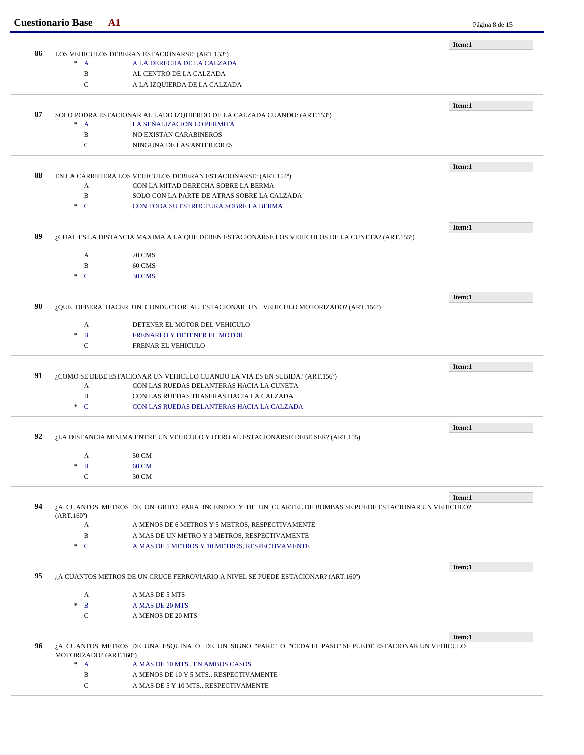**86** LOS VEHICULOS DEBERAN ESTACIONARSE: (ART.153º)

Item:1

- * A — A LA DERECHA DE LA CALZADA
- B — AL CENTRO DE LA CALZADA
- C — A LA IZQUIERDA DE LA CALZADA

---

**87** SOLO PODRA ESTACIONAR AL LADO IZQUIERDO DE LA CALZADA CUANDO: (ART.153º)

Item:1

- * A — LA SEÑALIZACION LO PERMITA
- B — NO EXISTAN CARABINEROS
- C — NINGUNA DE LAS ANTERIORES

---

**88** EN LA CARRETERA LOS VEHICULOS DEBERAN ESTACIONARSE: (ART.154º)

Item:1

- A — CON LA MITAD DERECHA SOBRE LA BERMA
- B — SOLO CON LA PARTE DE ATRAS SOBRE LA CALZADA
- * C — CON TODA SU ESTRUCTURA SOBRE LA BERMA

---

**89** ¿CUAL ES LA DISTANCIA MAXIMA A LA QUE DEBEN ESTACIONARSE LOS VEHICULOS DE LA CUNETA? (ART.155º)

Item:1

- A — 20 CMS
- B — 60 CMS
- * C — 30 CMS

---

**90** ¿QUE DEBERA HACER UN CONDUCTOR AL ESTACIONAR UN VEHICULO MOTORIZADO? (ART.156º)

Item:1

- A — DETENER EL MOTOR DEL VEHICULO
- * B — FRENARLO Y DETENER EL MOTOR
- C — FRENAR EL VEHICULO

---

**91** ¿COMO SE DEBE ESTACIONAR UN VEHICULO CUANDO LA VIA ES EN SUBIDA? (ART.156º)

Item:1

- A — CON LAS RUEDAS DELANTERAS HACIA LA CUNETA
- B — CON LAS RUEDAS TRASERAS HACIA LA CALZADA
- * C — CON LAS RUEDAS DELANTERAS HACIA LA CALZADA

---

**92** ¿LA DISTANCIA MINIMA ENTRE UN VEHICULO Y OTRO AL ESTACIONARSE DEBE SER? (ART.155)

Item:1

- A — 50 CM
- * B — 60 CM
- C — 30 CM

---

**94** ¿A CUANTOS METROS DE UN GRIFO PARA INCENDIO Y DE UN CUARTEL DE BOMBAS SE PUEDE ESTACIONAR UN VEHICULO? (ART.160º)

Item:1

- A — A MENOS DE 6 METROS Y 5 METROS, RESPECTIVAMENTE
- B — A MAS DE UN METRO Y 3 METROS, RESPECTIVAMENTE
- * C — A MAS DE 5 METROS Y 10 METROS, RESPECTIVAMENTE

---

**95** ¿A CUANTOS METROS DE UN CRUCE FERROVIARIO A NIVEL SE PUEDE ESTACIONAR? (ART.160º)

Item:1

- A — A MAS DE 5 MTS
- * B — A MAS DE 20 MTS
- C — A MENOS DE 20 MTS

---

**96** ¿A CUANTOS METROS DE UNA ESQUINA O DE UN SIGNO "PARE" O "CEDA EL PASO" SE PUEDE ESTACIONAR UN VEHICULO MOTORIZADO? (ART.160º)

Item:1

- * A — A MAS DE 10 MTS., EN AMBOS CASOS
- B — A MENOS DE 10 Y 5 MTS., RESPECTIVAMENTE
- C — A MAS DE 5 Y 10 MTS., RESPECTIVAMENTE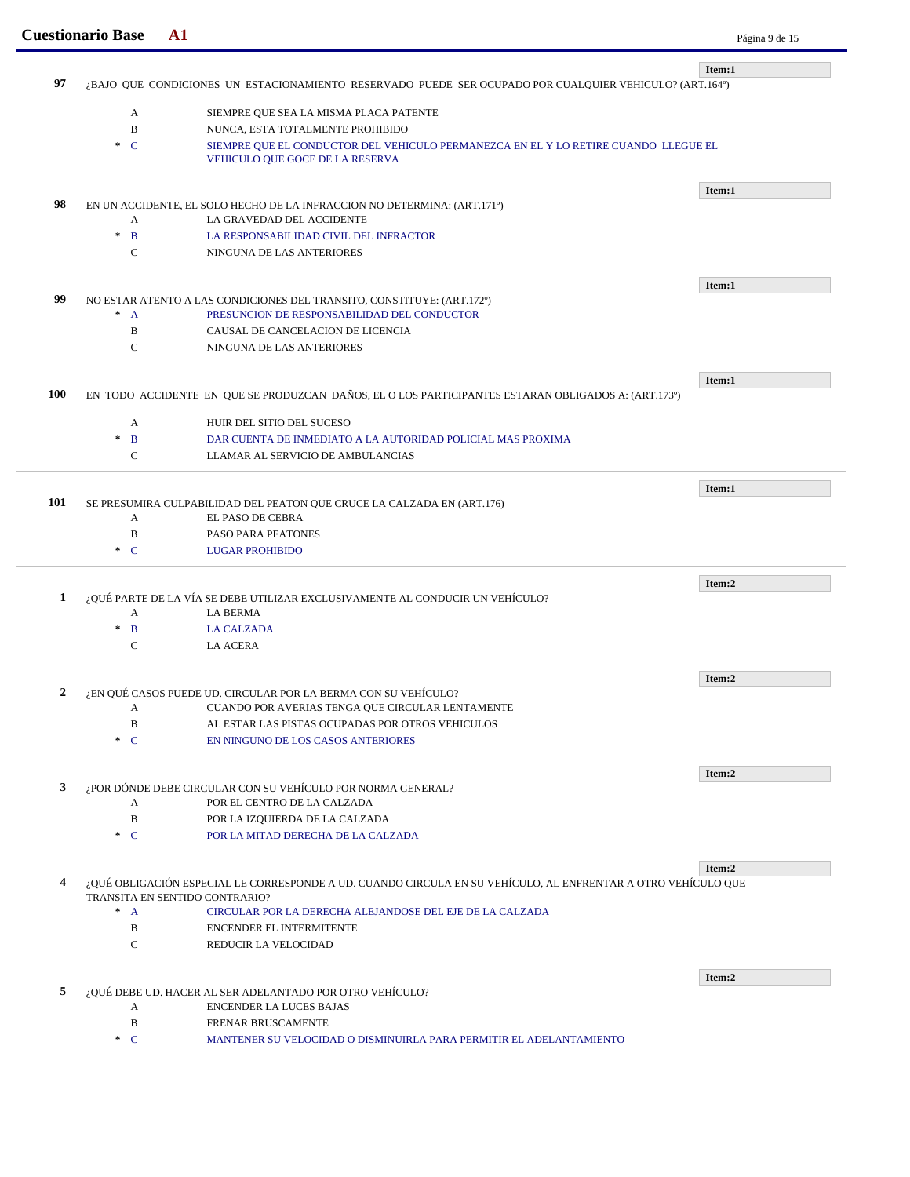**Item:1**

**97** ¿BAJO QUE CONDICIONES UN ESTACIONAMIENTO RESERVADO PUEDE SER OCUPADO POR CUALQUIER VEHICULO? (ART.164º)

- A SIEMPRE QUE SEA LA MISMA PLACA PATENTE
- B NUNCA, ESTA TOTALMENTE PROHIBIDO
- \* C SIEMPRE QUE EL CONDUCTOR DEL VEHICULO PERMANEZCA EN EL Y LO RETIRE CUANDO LLEGUE EL VEHICULO QUE GOCE DE LA RESERVA

---

**Item:1**

**98** EN UN ACCIDENTE, EL SOLO HECHO DE LA INFRACCION NO DETERMINA: (ART.171º)

- A LA GRAVEDAD DEL ACCIDENTE
- \* B LA RESPONSABILIDAD CIVIL DEL INFRACTOR
- C NINGUNA DE LAS ANTERIORES

---

**Item:1**

**99** NO ESTAR ATENTO A LAS CONDICIONES DEL TRANSITO, CONSTITUYE: (ART.172º)

- \* A PRESUNCION DE RESPONSABILIDAD DEL CONDUCTOR
- B CAUSAL DE CANCELACION DE LICENCIA
- C NINGUNA DE LAS ANTERIORES

---

**Item:1**

**100** EN TODO ACCIDENTE EN QUE SE PRODUZCAN DAÑOS, EL O LOS PARTICIPANTES ESTARAN OBLIGADOS A: (ART.173º)

- A HUIR DEL SITIO DEL SUCESO
- \* B DAR CUENTA DE INMEDIATO A LA AUTORIDAD POLICIAL MAS PROXIMA
- C LLAMAR AL SERVICIO DE AMBULANCIAS

---

**Item:1**

**101** SE PRESUMIRA CULPABILIDAD DEL PEATON QUE CRUCE LA CALZADA EN (ART.176)

- A EL PASO DE CEBRA
- B PASO PARA PEATONES
- \* C LUGAR PROHIBIDO

---

**Item:2**

**1** ¿QUÉ PARTE DE LA VÍA SE DEBE UTILIZAR EXCLUSIVAMENTE AL CONDUCIR UN VEHÍCULO?

- A LA BERMA
- \* B LA CALZADA
- C LA ACERA

---

**Item:2**

**2** ¿EN QUÉ CASOS PUEDE UD. CIRCULAR POR LA BERMA CON SU VEHÍCULO?

- A CUANDO POR AVERIAS TENGA QUE CIRCULAR LENTAMENTE
- B AL ESTAR LAS PISTAS OCUPADAS POR OTROS VEHICULOS
- \* C EN NINGUNO DE LOS CASOS ANTERIORES

---

**Item:2**

**3** ¿POR DÓNDE DEBE CIRCULAR CON SU VEHÍCULO POR NORMA GENERAL?

- A POR EL CENTRO DE LA CALZADA
- B POR LA IZQUIERDA DE LA CALZADA
- \* C POR LA MITAD DERECHA DE LA CALZADA

---

**Item:2**

**4** ¿QUÉ OBLIGACIÓN ESPECIAL LE CORRESPONDE A UD. CUANDO CIRCULA EN SU VEHÍCULO, AL ENFRENTAR A OTRO VEHÍCULO QUE TRANSITA EN SENTIDO CONTRARIO?

- \* A CIRCULAR POR LA DERECHA ALEJANDOSE DEL EJE DE LA CALZADA
- B ENCENDER EL INTERMITENTE
- C REDUCIR LA VELOCIDAD

---

**Item:2**

**5** ¿QUÉ DEBE UD. HACER AL SER ADELANTADO POR OTRO VEHÍCULO?

- A ENCENDER LA LUCES BAJAS
- B FRENAR BRUSCAMENTE
- \* C MANTENER SU VELOCIDAD O DISMINUIRLA PARA PERMITIR EL ADELANTAMIENTO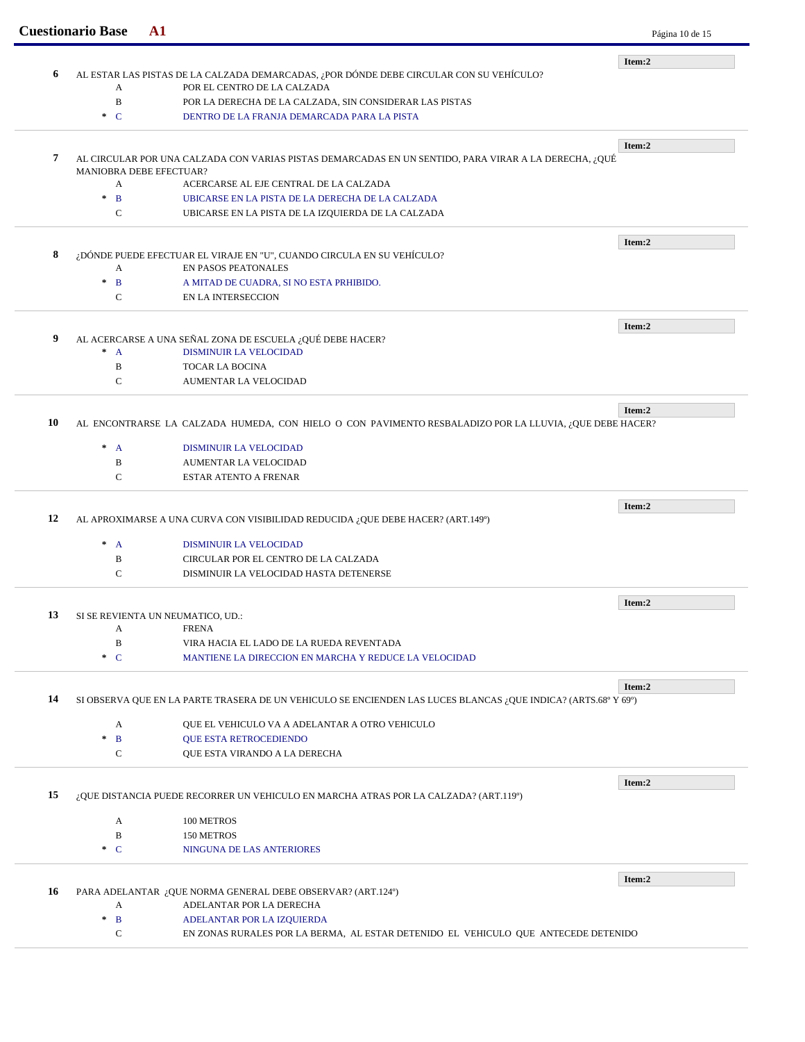**Item:2**

**6** AL ESTAR LAS PISTAS DE LA CALZADA DEMARCADAS, ¿POR DÓNDE DEBE CIRCULAR CON SU VEHÍCULO?

- A POR EL CENTRO DE LA CALZADA
- B POR LA DERECHA DE LA CALZADA, SIN CONSIDERAR LAS PISTAS
- * C DENTRO DE LA FRANJA DEMARCADA PARA LA PISTA

---

**Item:2**

**7** AL CIRCULAR POR UNA CALZADA CON VARIAS PISTAS DEMARCADAS EN UN SENTIDO, PARA VIRAR A LA DERECHA, ¿QUÉ MANIOBRA DEBE EFECTUAR?

- A ACERCARSE AL EJE CENTRAL DE LA CALZADA
- * B UBICARSE EN LA PISTA DE LA DERECHA DE LA CALZADA
- C UBICARSE EN LA PISTA DE LA IZQUIERDA DE LA CALZADA

---

**Item:2**

**8** ¿DÓNDE PUEDE EFECTUAR EL VIRAJE EN "U", CUANDO CIRCULA EN SU VEHÍCULO?

- A EN PASOS PEATONALES
- * B A MITAD DE CUADRA, SI NO ESTA PRHIBIDO.
- C EN LA INTERSECCION

---

**Item:2**

**9** AL ACERCARSE A UNA SEÑAL ZONA DE ESCUELA ¿QUÉ DEBE HACER?

- * A DISMINUIR LA VELOCIDAD
- B TOCAR LA BOCINA
- C AUMENTAR LA VELOCIDAD

---

**Item:2**

**10** AL ENCONTRARSE LA CALZADA HUMEDA, CON HIELO O CON PAVIMENTO RESBALADIZO POR LA LLUVIA, ¿QUE DEBE HACER?

- * A DISMINUIR LA VELOCIDAD
- B AUMENTAR LA VELOCIDAD
- C ESTAR ATENTO A FRENAR

---

**Item:2**

**12** AL APROXIMARSE A UNA CURVA CON VISIBILIDAD REDUCIDA ¿QUE DEBE HACER? (ART.149º)

- * A DISMINUIR LA VELOCIDAD
- B CIRCULAR POR EL CENTRO DE LA CALZADA
- C DISMINUIR LA VELOCIDAD HASTA DETENERSE

---

**Item:2**

**13** SI SE REVIENTA UN NEUMATICO, UD.:

- A FRENA
- B VIRA HACIA EL LADO DE LA RUEDA REVENTADA
- * C MANTIENE LA DIRECCION EN MARCHA Y REDUCE LA VELOCIDAD

---

**Item:2**

**14** SI OBSERVA QUE EN LA PARTE TRASERA DE UN VEHICULO SE ENCIENDEN LAS LUCES BLANCAS ¿QUE INDICA? (ARTS.68º Y 69º)

- A QUE EL VEHICULO VA A ADELANTAR A OTRO VEHICULO
- * B QUE ESTA RETROCEDIENDO
- C QUE ESTA VIRANDO A LA DERECHA

---

**Item:2**

**15** ¿QUE DISTANCIA PUEDE RECORRER UN VEHICULO EN MARCHA ATRAS POR LA CALZADA? (ART.119º)

- A 100 METROS
- B 150 METROS
- * C NINGUNA DE LAS ANTERIORES

---

**Item:2**

**16** PARA ADELANTAR ¿QUE NORMA GENERAL DEBE OBSERVAR? (ART.124º)

- A ADELANTAR POR LA DERECHA
- * B ADELANTAR POR LA IZQUIERDA
- C EN ZONAS RURALES POR LA BERMA, AL ESTAR DETENIDO EL VEHICULO QUE ANTECEDE DETENIDO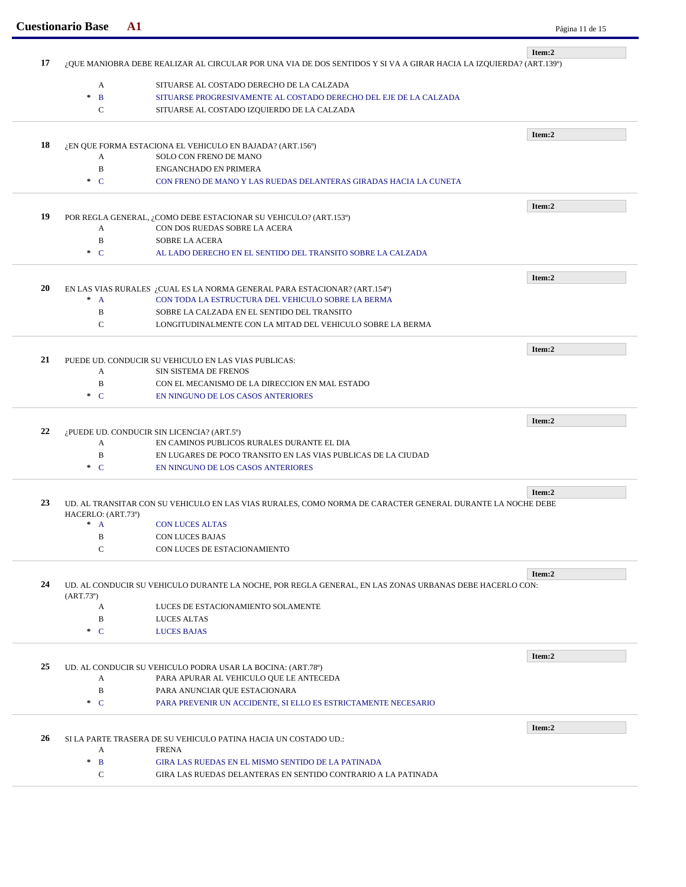**17** ¿QUE MANIOBRA DEBE REALIZAR AL CIRCULAR POR UNA VIA DE DOS SENTIDOS Y SI VA A GIRAR HACIA LA IZQUIERDA? (ART.139º)

**Item:2**

- A SITUARSE AL COSTADO DERECHO DE LA CALZADA
- * B SITUARSE PROGRESIVAMENTE AL COSTADO DERECHO DEL EJE DE LA CALZADA
- C SITUARSE AL COSTADO IZQUIERDO DE LA CALZADA

---

**18** ¿EN QUE FORMA ESTACIONA EL VEHICULO EN BAJADA? (ART.156º)

**Item:2**

- A SOLO CON FRENO DE MANO
- B ENGANCHADO EN PRIMERA
- * C CON FRENO DE MANO Y LAS RUEDAS DELANTERAS GIRADAS HACIA LA CUNETA

---

**19** POR REGLA GENERAL, ¿COMO DEBE ESTACIONAR SU VEHICULO? (ART.153º)

**Item:2**

- A CON DOS RUEDAS SOBRE LA ACERA
- B SOBRE LA ACERA
- * C AL LADO DERECHO EN EL SENTIDO DEL TRANSITO SOBRE LA CALZADA

---

**20** EN LAS VIAS RURALES ¿CUAL ES LA NORMA GENERAL PARA ESTACIONAR? (ART.154º)

**Item:2**

- * A CON TODA LA ESTRUCTURA DEL VEHICULO SOBRE LA BERMA
- B SOBRE LA CALZADA EN EL SENTIDO DEL TRANSITO
- C LONGITUDINALMENTE CON LA MITAD DEL VEHICULO SOBRE LA BERMA

---

**21** PUEDE UD. CONDUCIR SU VEHICULO EN LAS VIAS PUBLICAS:

**Item:2**

- A SIN SISTEMA DE FRENOS
- B CON EL MECANISMO DE LA DIRECCION EN MAL ESTADO
- * C EN NINGUNO DE LOS CASOS ANTERIORES

---

**22** ¿PUEDE UD. CONDUCIR SIN LICENCIA? (ART.5º)

**Item:2**

- A EN CAMINOS PUBLICOS RURALES DURANTE EL DIA
- B EN LUGARES DE POCO TRANSITO EN LAS VIAS PUBLICAS DE LA CIUDAD
- * C EN NINGUNO DE LOS CASOS ANTERIORES

---

**23** UD. AL TRANSITAR CON SU VEHICULO EN LAS VIAS RURALES, COMO NORMA DE CARACTER GENERAL DURANTE LA NOCHE DEBE HACERLO: (ART.73º)

**Item:2**

- * A CON LUCES ALTAS
- B CON LUCES BAJAS
- C CON LUCES DE ESTACIONAMIENTO

---

**24** UD. AL CONDUCIR SU VEHICULO DURANTE LA NOCHE, POR REGLA GENERAL, EN LAS ZONAS URBANAS DEBE HACERLO CON: (ART.73º)

**Item:2**

- A LUCES DE ESTACIONAMIENTO SOLAMENTE
- B LUCES ALTAS
- * C LUCES BAJAS

---

**25** UD. AL CONDUCIR SU VEHICULO PODRA USAR LA BOCINA: (ART.78º)

**Item:2**

- A PARA APURAR AL VEHICULO QUE LE ANTECEDA
- B PARA ANUNCIAR QUE ESTACIONARA
- * C PARA PREVENIR UN ACCIDENTE, SI ELLO ES ESTRICTAMENTE NECESARIO

---

**26** SI LA PARTE TRASERA DE SU VEHICULO PATINA HACIA UN COSTADO UD.:

**Item:2**

- A FRENA
- * B GIRA LAS RUEDAS EN EL MISMO SENTIDO DE LA PATINADA
- C GIRA LAS RUEDAS DELANTERAS EN SENTIDO CONTRARIO A LA PATINADA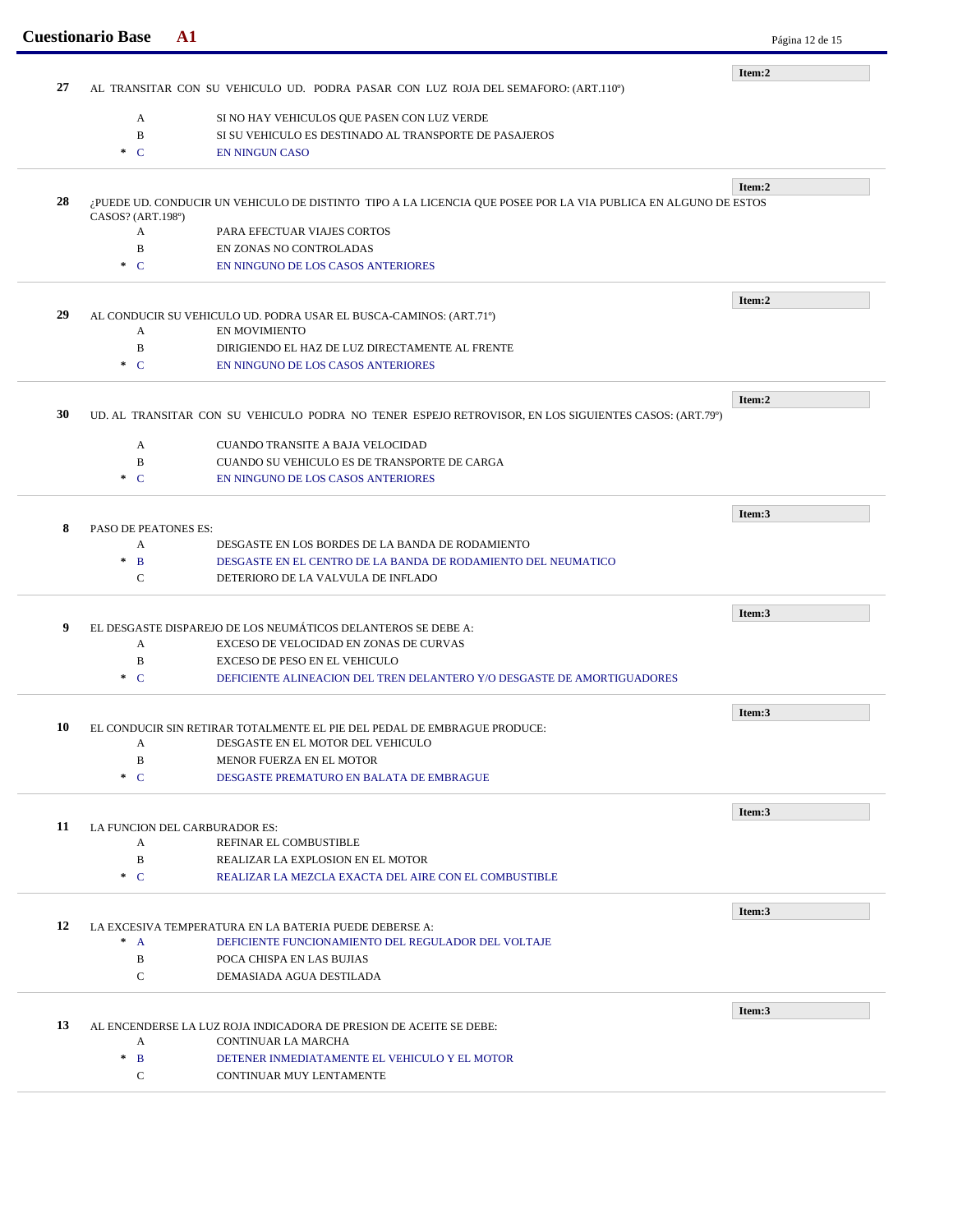**Item:2**

**27** AL TRANSITAR CON SU VEHICULO UD. PODRA PASAR CON LUZ ROJA DEL SEMAFORO: (ART.110º)

- A SI NO HAY VEHICULOS QUE PASEN CON LUZ VERDE
- B SI SU VEHICULO ES DESTINADO AL TRANSPORTE DE PASAJEROS
- * C EN NINGUN CASO

---

**Item:2**

**28** ¿PUEDE UD. CONDUCIR UN VEHICULO DE DISTINTO TIPO A LA LICENCIA QUE POSEE POR LA VIA PUBLICA EN ALGUNO DE ESTOS CASOS? (ART.198º)

- A PARA EFECTUAR VIAJES CORTOS
- B EN ZONAS NO CONTROLADAS
- * C EN NINGUNO DE LOS CASOS ANTERIORES

---

**Item:2**

**29** AL CONDUCIR SU VEHICULO UD. PODRA USAR EL BUSCA-CAMINOS: (ART.71º)

- A EN MOVIMIENTO
- B DIRIGIENDO EL HAZ DE LUZ DIRECTAMENTE AL FRENTE
- * C EN NINGUNO DE LOS CASOS ANTERIORES

---

**Item:2**

**30** UD. AL TRANSITAR CON SU VEHICULO PODRA NO TENER ESPEJO RETROVISOR, EN LOS SIGUIENTES CASOS: (ART.79º)

- A CUANDO TRANSITE A BAJA VELOCIDAD
- B CUANDO SU VEHICULO ES DE TRANSPORTE DE CARGA
- * C EN NINGUNO DE LOS CASOS ANTERIORES

---

**Item:3**

**8** PASO DE PEATONES ES:

- A DESGASTE EN LOS BORDES DE LA BANDA DE RODAMIENTO
- * B DESGASTE EN EL CENTRO DE LA BANDA DE RODAMIENTO DEL NEUMATICO
- C DETERIORO DE LA VALVULA DE INFLADO

---

**Item:3**

**9** EL DESGASTE DISPAREJO DE LOS NEUMÁTICOS DELANTEROS SE DEBE A:

- A EXCESO DE VELOCIDAD EN ZONAS DE CURVAS
- B EXCESO DE PESO EN EL VEHICULO
- * C DEFICIENTE ALINEACION DEL TREN DELANTERO Y/O DESGASTE DE AMORTIGUADORES

---

**Item:3**

**10** EL CONDUCIR SIN RETIRAR TOTALMENTE EL PIE DEL PEDAL DE EMBRAGUE PRODUCE:

- A DESGASTE EN EL MOTOR DEL VEHICULO
- B MENOR FUERZA EN EL MOTOR
- * C DESGASTE PREMATURO EN BALATA DE EMBRAGUE

---

**Item:3**

**11** LA FUNCION DEL CARBURADOR ES:

- A REFINAR EL COMBUSTIBLE
- B REALIZAR LA EXPLOSION EN EL MOTOR
- * C REALIZAR LA MEZCLA EXACTA DEL AIRE CON EL COMBUSTIBLE

---

**Item:3**

**12** LA EXCESIVA TEMPERATURA EN LA BATERIA PUEDE DEBERSE A:

- * A DEFICIENTE FUNCIONAMIENTO DEL REGULADOR DEL VOLTAJE
- B POCA CHISPA EN LAS BUJIAS
- C DEMASIADA AGUA DESTILADA

---

**Item:3**

**13** AL ENCENDERSE LA LUZ ROJA INDICADORA DE PRESION DE ACEITE SE DEBE:

- A CONTINUAR LA MARCHA
- * B DETENER INMEDIATAMENTE EL VEHICULO Y EL MOTOR
- C CONTINUAR MUY LENTAMENTE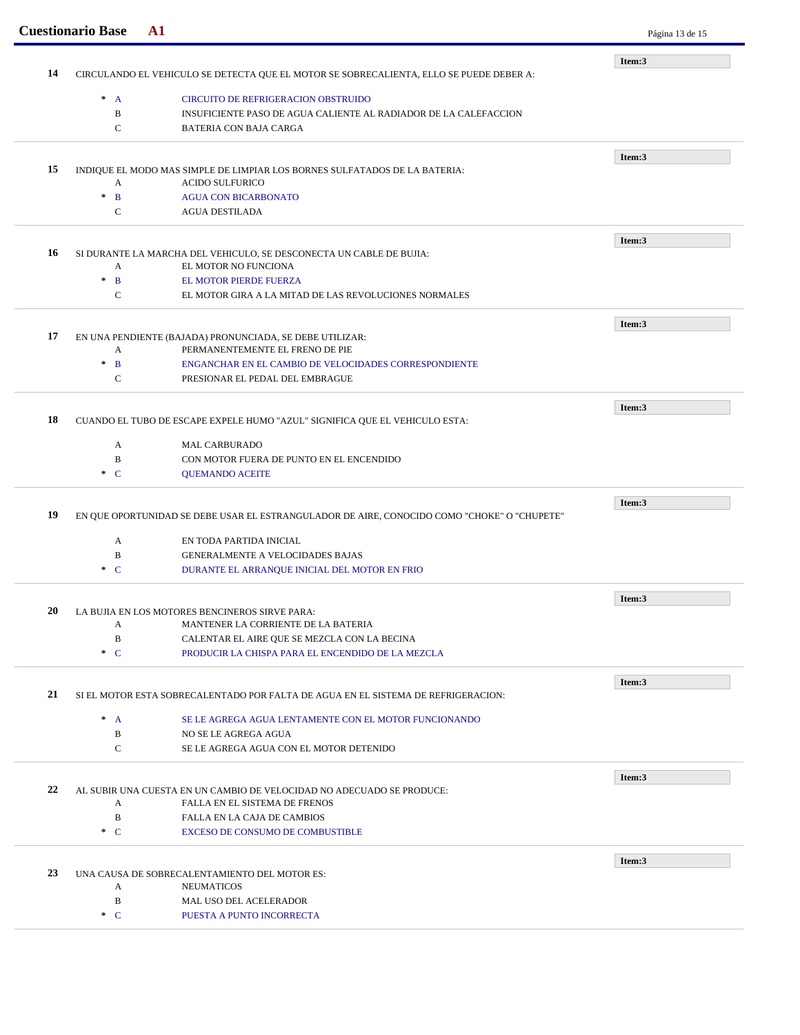**14** CIRCULANDO EL VEHICULO SE DETECTA QUE EL MOTOR SE SOBRECALIENTA, ELLO SE PUEDE DEBER A:

**Item:3**

- \* A CIRCUITO DE REFRIGERACION OBSTRUIDO
- B INSUFICIENTE PASO DE AGUA CALIENTE AL RADIADOR DE LA CALEFACCION
- C BATERIA CON BAJA CARGA

---

**15** INDIQUE EL MODO MAS SIMPLE DE LIMPIAR LOS BORNES SULFATADOS DE LA BATERIA:

**Item:3**

- A ACIDO SULFURICO
- \* B AGUA CON BICARBONATO
- C AGUA DESTILADA

---

**16** SI DURANTE LA MARCHA DEL VEHICULO, SE DESCONECTA UN CABLE DE BUJIA:

**Item:3**

- A EL MOTOR NO FUNCIONA
- \* B EL MOTOR PIERDE FUERZA
- C EL MOTOR GIRA A LA MITAD DE LAS REVOLUCIONES NORMALES

---

**17** EN UNA PENDIENTE (BAJADA) PRONUNCIADA, SE DEBE UTILIZAR:

**Item:3**

- A PERMANENTEMENTE EL FRENO DE PIE
- \* B ENGANCHAR EN EL CAMBIO DE VELOCIDADES CORRESPONDIENTE
- C PRESIONAR EL PEDAL DEL EMBRAGUE

---

**18** CUANDO EL TUBO DE ESCAPE EXPELE HUMO "AZUL" SIGNIFICA QUE EL VEHICULO ESTA:

**Item:3**

- A MAL CARBURADO
- B CON MOTOR FUERA DE PUNTO EN EL ENCENDIDO
- \* C QUEMANDO ACEITE

---

**19** EN QUE OPORTUNIDAD SE DEBE USAR EL ESTRANGULADOR DE AIRE, CONOCIDO COMO "CHOKE" O "CHUPETE"

**Item:3**

- A EN TODA PARTIDA INICIAL
- B GENERALMENTE A VELOCIDADES BAJAS
- \* C DURANTE EL ARRANQUE INICIAL DEL MOTOR EN FRIO

---

**20** LA BUJIA EN LOS MOTORES BENCINEROS SIRVE PARA:

**Item:3**

- A MANTENER LA CORRIENTE DE LA BATERIA
- B CALENTAR EL AIRE QUE SE MEZCLA CON LA BECINA
- \* C PRODUCIR LA CHISPA PARA EL ENCENDIDO DE LA MEZCLA

---

**21** SI EL MOTOR ESTA SOBRECALENTADO POR FALTA DE AGUA EN EL SISTEMA DE REFRIGERACION:

**Item:3**

- \* A SE LE AGREGA AGUA LENTAMENTE CON EL MOTOR FUNCIONANDO
- B NO SE LE AGREGA AGUA
- C SE LE AGREGA AGUA CON EL MOTOR DETENIDO

---

**22** AL SUBIR UNA CUESTA EN UN CAMBIO DE VELOCIDAD NO ADECUADO SE PRODUCE:

**Item:3**

- A FALLA EN EL SISTEMA DE FRENOS
- B FALLA EN LA CAJA DE CAMBIOS
- \* C EXCESO DE CONSUMO DE COMBUSTIBLE

---

**23** UNA CAUSA DE SOBRECALENTAMIENTO DEL MOTOR ES:

**Item:3**

- A NEUMATICOS
- B MAL USO DEL ACELERADOR
- \* C PUESTA A PUNTO INCORRECTA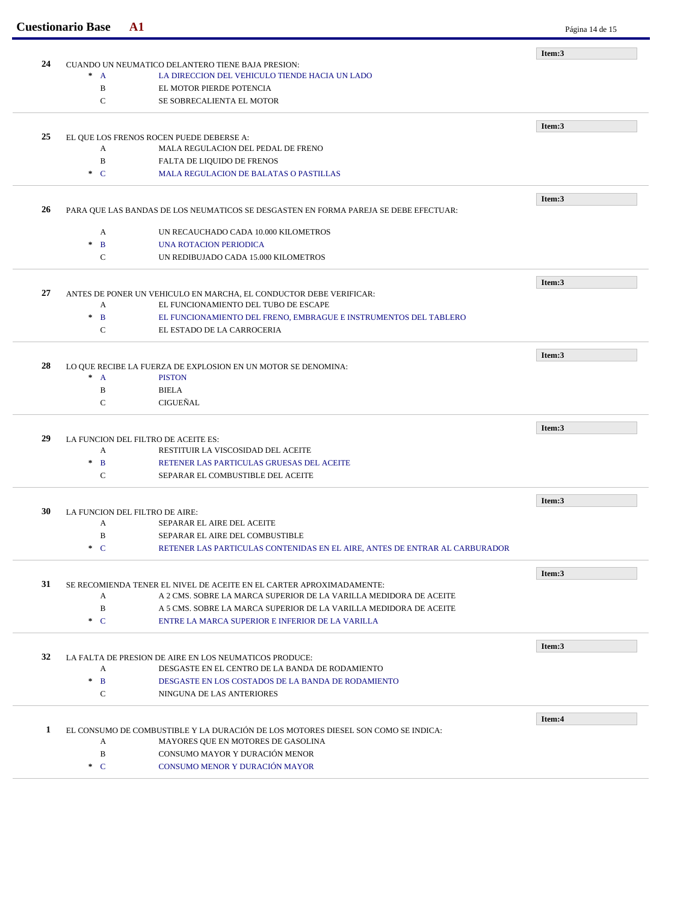**Item:3**

**24** CUANDO UN NEUMATICO DELANTERO TIENE BAJA PRESION:

- * A — LA DIRECCION DEL VEHICULO TIENDE HACIA UN LADO
- B — EL MOTOR PIERDE POTENCIA
- C — SE SOBRECALIENTA EL MOTOR

---

**Item:3**

**25** EL QUE LOS FRENOS ROCEN PUEDE DEBERSE A:

- A — MALA REGULACION DEL PEDAL DE FRENO
- B — FALTA DE LIQUIDO DE FRENOS
- * C — MALA REGULACION DE BALATAS O PASTILLAS

---

**Item:3**

**26** PARA QUE LAS BANDAS DE LOS NEUMATICOS SE DESGASTEN EN FORMA PAREJA SE DEBE EFECTUAR:

- A — UN RECAUCHADO CADA 10.000 KILOMETROS
- * B — UNA ROTACION PERIODICA
- C — UN REDIBUJADO CADA 15.000 KILOMETROS

---

**Item:3**

**27** ANTES DE PONER UN VEHICULO EN MARCHA, EL CONDUCTOR DEBE VERIFICAR:

- A — EL FUNCIONAMIENTO DEL TUBO DE ESCAPE
- * B — EL FUNCIONAMIENTO DEL FRENO, EMBRAGUE E INSTRUMENTOS DEL TABLERO
- C — EL ESTADO DE LA CARROCERIA

---

**Item:3**

**28** LO QUE RECIBE LA FUERZA DE EXPLOSION EN UN MOTOR SE DENOMINA:

- * A — PISTON
- B — BIELA
- C — CIGUEÑAL

---

**Item:3**

**29** LA FUNCION DEL FILTRO DE ACEITE ES:

- A — RESTITUIR LA VISCOSIDAD DEL ACEITE
- * B — RETENER LAS PARTICULAS GRUESAS DEL ACEITE
- C — SEPARAR EL COMBUSTIBLE DEL ACEITE

---

**Item:3**

**30** LA FUNCION DEL FILTRO DE AIRE:

- A — SEPARAR EL AIRE DEL ACEITE
- B — SEPARAR EL AIRE DEL COMBUSTIBLE
- * C — RETENER LAS PARTICULAS CONTENIDAS EN EL AIRE, ANTES DE ENTRAR AL CARBURADOR

---

**Item:3**

**31** SE RECOMIENDA TENER EL NIVEL DE ACEITE EN EL CARTER APROXIMADAMENTE:

- A — A 2 CMS. SOBRE LA MARCA SUPERIOR DE LA VARILLA MEDIDORA DE ACEITE
- B — A 5 CMS. SOBRE LA MARCA SUPERIOR DE LA VARILLA MEDIDORA DE ACEITE
- * C — ENTRE LA MARCA SUPERIOR E INFERIOR DE LA VARILLA

---

**Item:3**

**32** LA FALTA DE PRESION DE AIRE EN LOS NEUMATICOS PRODUCE:

- A — DESGASTE EN EL CENTRO DE LA BANDA DE RODAMIENTO
- * B — DESGASTE EN LOS COSTADOS DE LA BANDA DE RODAMIENTO
- C — NINGUNA DE LAS ANTERIORES

---

**Item:4**

**1** EL CONSUMO DE COMBUSTIBLE Y LA DURACIÓN DE LOS MOTORES DIESEL SON COMO SE INDICA:

- A — MAYORES QUE EN MOTORES DE GASOLINA
- B — CONSUMO MAYOR Y DURACIÓN MENOR
- * C — CONSUMO MENOR Y DURACIÓN MAYOR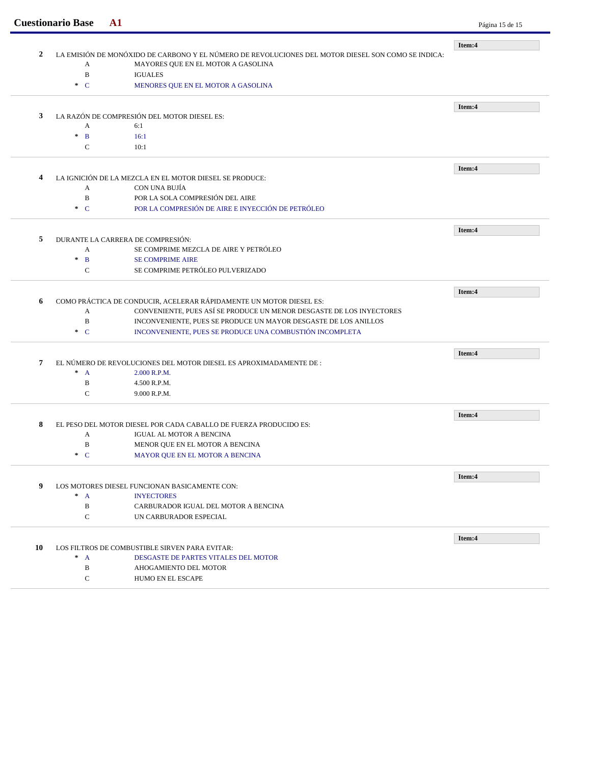**Item:4**

**2** LA EMISIÓN DE MONÓXIDO DE CARBONO Y EL NÚMERO DE REVOLUCIONES DEL MOTOR DIESEL SON COMO SE INDICA:

- A MAYORES QUE EN EL MOTOR A GASOLINA
- B IGUALES
- * C MENORES QUE EN EL MOTOR A GASOLINA

---

**Item:4**

**3** LA RAZÓN DE COMPRESIÓN DEL MOTOR DIESEL ES:

- A 6:1
- * B 16:1
- C 10:1

---

**Item:4**

**4** LA IGNICIÓN DE LA MEZCLA EN EL MOTOR DIESEL SE PRODUCE:

- A CON UNA BUJÍA
- B POR LA SOLA COMPRESIÓN DEL AIRE
- * C POR LA COMPRESIÓN DE AIRE E INYECCIÓN DE PETRÓLEO

---

**Item:4**

**5** DURANTE LA CARRERA DE COMPRESIÓN:

- A SE COMPRIME MEZCLA DE AIRE Y PETRÓLEO
- * B SE COMPRIME AIRE
- C SE COMPRIME PETRÓLEO PULVERIZADO

---

**Item:4**

**6** COMO PRÁCTICA DE CONDUCIR, ACELERAR RÁPIDAMENTE UN MOTOR DIESEL ES:

- A CONVENIENTE, PUES ASÍ SE PRODUCE UN MENOR DESGASTE DE LOS INYECTORES
- B INCONVENIENTE, PUES SE PRODUCE UN MAYOR DESGASTE DE LOS ANILLOS
- * C INCONVENIENTE, PUES SE PRODUCE UNA COMBUSTIÓN INCOMPLETA

---

**Item:4**

**7** EL NÚMERO DE REVOLUCIONES DEL MOTOR DIESEL ES APROXIMADAMENTE DE :

- * A 2.000 R.P.M.
- B 4.500 R.P.M.
- C 9.000 R.P.M.

---

**Item:4**

**8** EL PESO DEL MOTOR DIESEL POR CADA CABALLO DE FUERZA PRODUCIDO ES:

- A IGUAL AL MOTOR A BENCINA
- B MENOR QUE EN EL MOTOR A BENCINA
- * C MAYOR QUE EN EL MOTOR A BENCINA

---

**Item:4**

**9** LOS MOTORES DIESEL FUNCIONAN BASICAMENTE CON:

- * A INYECTORES
- B CARBURADOR IGUAL DEL MOTOR A BENCINA
- C UN CARBURADOR ESPECIAL

---

**Item:4**

**10** LOS FILTROS DE COMBUSTIBLE SIRVEN PARA EVITAR:

- * A DESGASTE DE PARTES VITALES DEL MOTOR
- B AHOGAMIENTO DEL MOTOR
- C HUMO EN EL ESCAPE